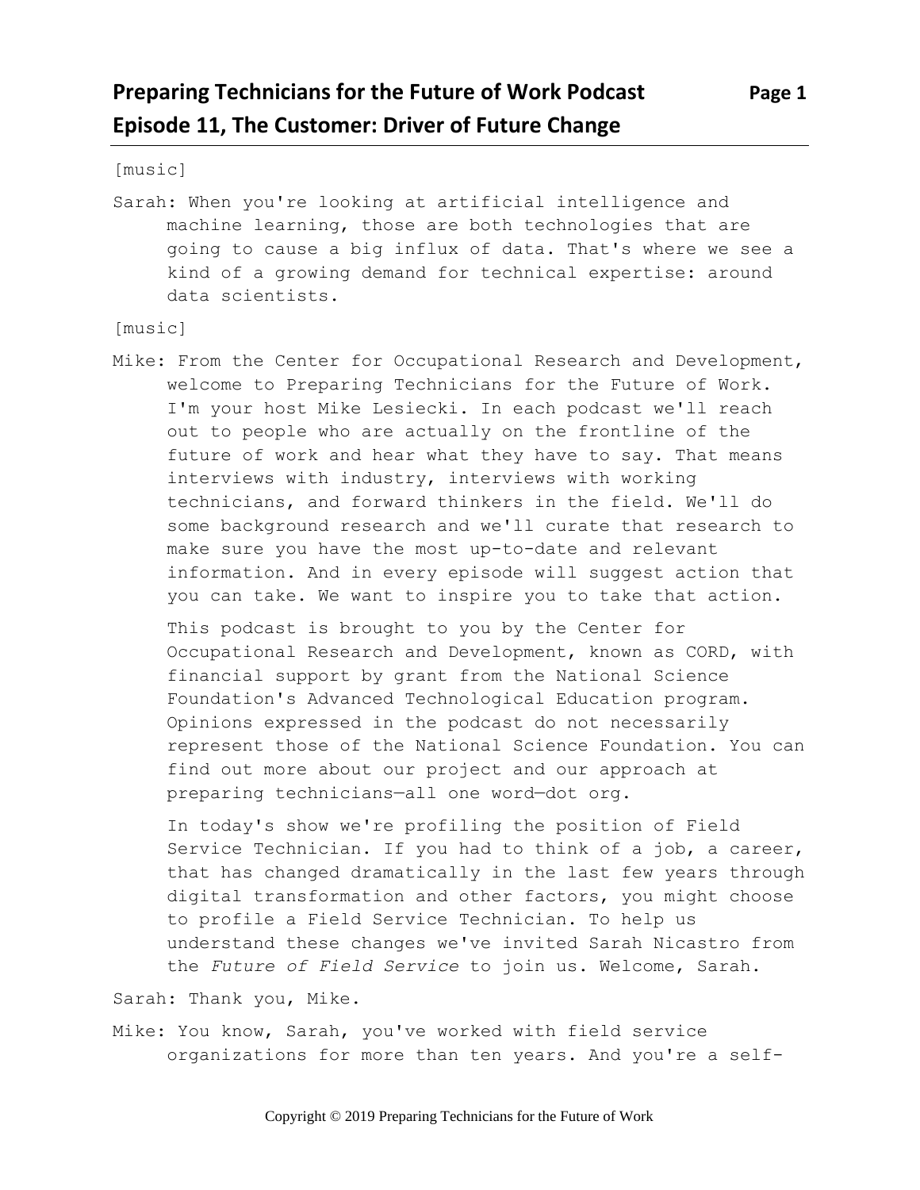# Preparing Technicians for the Future of Work Podcast
## Episode 11, The Customer: Driver of Future Change

[music]

Sarah: When you're looking at artificial intelligence and machine learning, those are both technologies that are going to cause a big influx of data. That's where we see a kind of a growing demand for technical expertise: around data scientists.

[music]

Mike: From the Center for Occupational Research and Development, welcome to Preparing Technicians for the Future of Work. I'm your host Mike Lesiecki. In each podcast we'll reach out to people who are actually on the frontline of the future of work and hear what they have to say. That means interviews with industry, interviews with working technicians, and forward thinkers in the field. We'll do some background research and we'll curate that research to make sure you have the most up-to-date and relevant information. And in every episode will suggest action that you can take. We want to inspire you to take that action.

This podcast is brought to you by the Center for Occupational Research and Development, known as CORD, with financial support by grant from the National Science Foundation's Advanced Technological Education program. Opinions expressed in the podcast do not necessarily represent those of the National Science Foundation. You can find out more about our project and our approach at preparing technicians—all one word—dot org.

In today's show we're profiling the position of Field Service Technician. If you had to think of a job, a career, that has changed dramatically in the last few years through digital transformation and other factors, you might choose to profile a Field Service Technician. To help us understand these changes we've invited Sarah Nicastro from the *Future of Field Service* to join us. Welcome, Sarah.

Sarah: Thank you, Mike.

Mike: You know, Sarah, you've worked with field service organizations for more than ten years. And you're a self-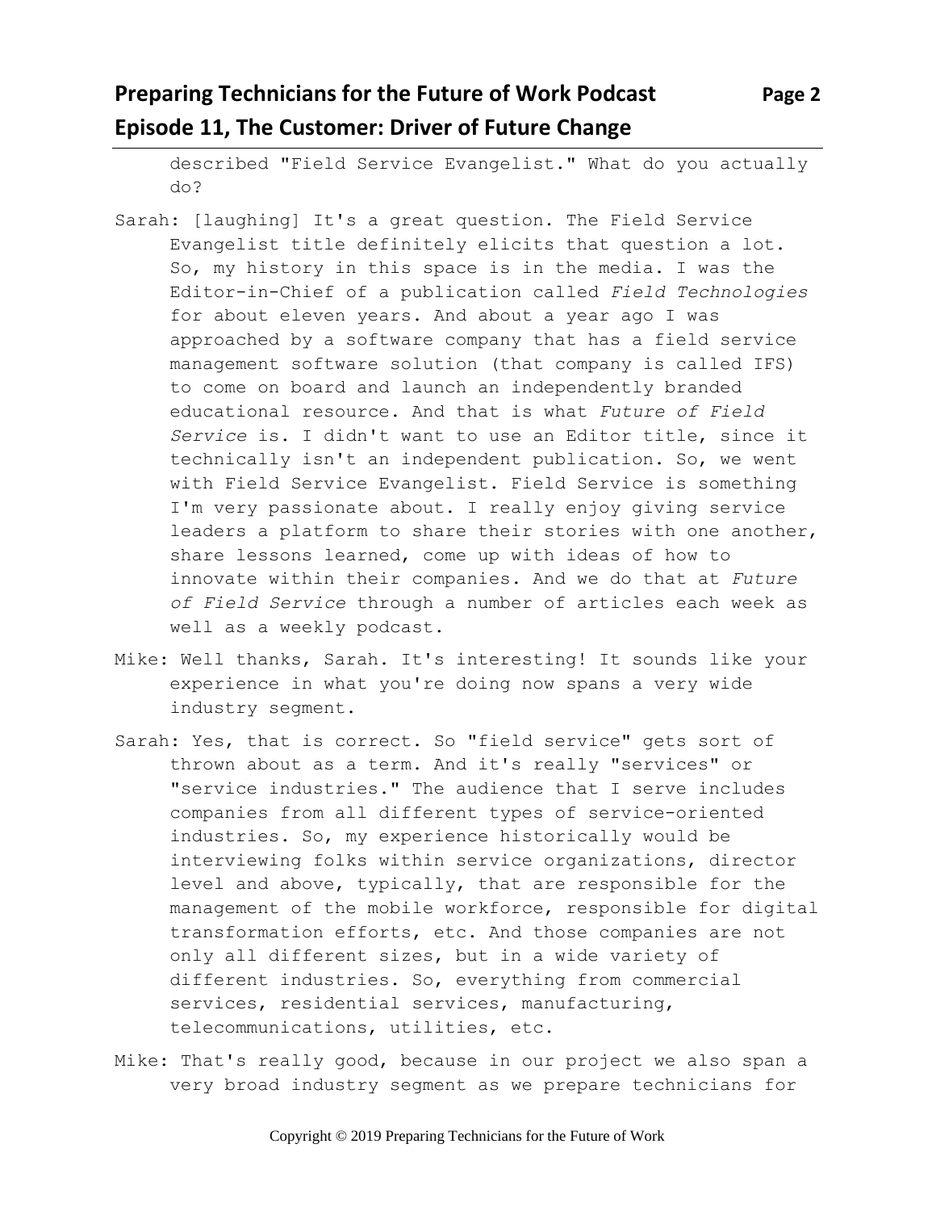described "Field Service Evangelist." What do you actually do?

Sarah: [laughing] It's a great question. The Field Service Evangelist title definitely elicits that question a lot. So, my history in this space is in the media. I was the Editor-in-Chief of a publication called *Field Technologies* for about eleven years. And about a year ago I was approached by a software company that has a field service management software solution (that company is called IFS) to come on board and launch an independently branded educational resource. And that is what *Future of Field Service* is. I didn't want to use an Editor title, since it technically isn't an independent publication. So, we went with Field Service Evangelist. Field Service is something I'm very passionate about. I really enjoy giving service leaders a platform to share their stories with one another, share lessons learned, come up with ideas of how to innovate within their companies. And we do that at *Future of Field Service* through a number of articles each week as well as a weekly podcast.

Mike: Well thanks, Sarah. It's interesting! It sounds like your experience in what you're doing now spans a very wide industry segment.

Sarah: Yes, that is correct. So "field service" gets sort of thrown about as a term. And it's really "services" or "service industries." The audience that I serve includes companies from all different types of service-oriented industries. So, my experience historically would be interviewing folks within service organizations, director level and above, typically, that are responsible for the management of the mobile workforce, responsible for digital transformation efforts, etc. And those companies are not only all different sizes, but in a wide variety of different industries. So, everything from commercial services, residential services, manufacturing, telecommunications, utilities, etc.

Mike: That's really good, because in our project we also span a very broad industry segment as we prepare technicians for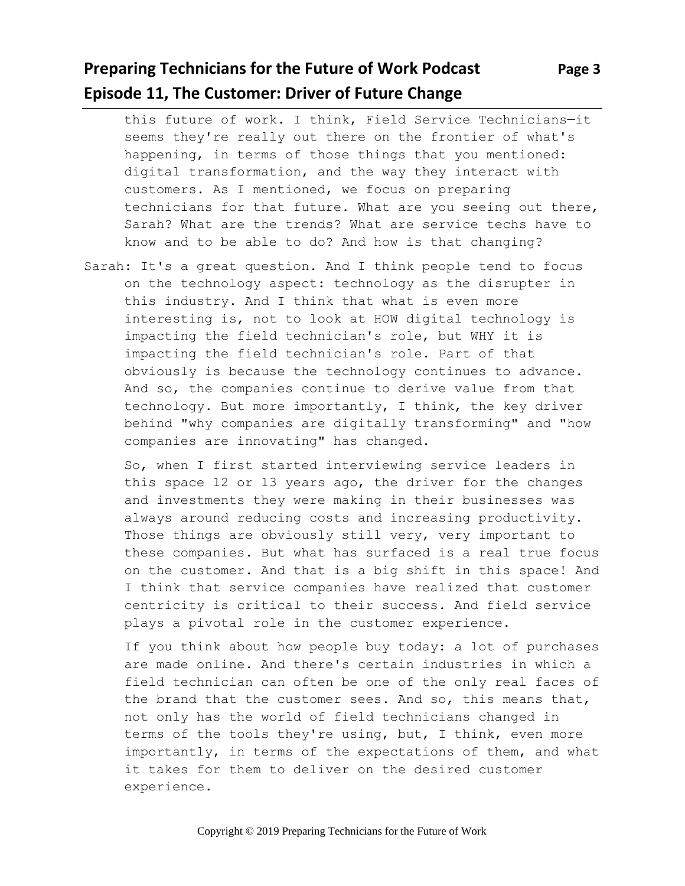this future of work. I think, Field Service Technicians—it seems they're really out there on the frontier of what's happening, in terms of those things that you mentioned: digital transformation, and the way they interact with customers. As I mentioned, we focus on preparing technicians for that future. What are you seeing out there, Sarah? What are the trends? What are service techs have to know and to be able to do? And how is that changing?

Sarah: It's a great question. And I think people tend to focus on the technology aspect: technology as the disrupter in this industry. And I think that what is even more interesting is, not to look at HOW digital technology is impacting the field technician's role, but WHY it is impacting the field technician's role. Part of that obviously is because the technology continues to advance. And so, the companies continue to derive value from that technology. But more importantly, I think, the key driver behind "why companies are digitally transforming" and "how companies are innovating" has changed.

So, when I first started interviewing service leaders in this space 12 or 13 years ago, the driver for the changes and investments they were making in their businesses was always around reducing costs and increasing productivity. Those things are obviously still very, very important to these companies. But what has surfaced is a real true focus on the customer. And that is a big shift in this space! And I think that service companies have realized that customer centricity is critical to their success. And field service plays a pivotal role in the customer experience.

If you think about how people buy today: a lot of purchases are made online. And there's certain industries in which a field technician can often be one of the only real faces of the brand that the customer sees. And so, this means that, not only has the world of field technicians changed in terms of the tools they're using, but, I think, even more importantly, in terms of the expectations of them, and what it takes for them to deliver on the desired customer experience.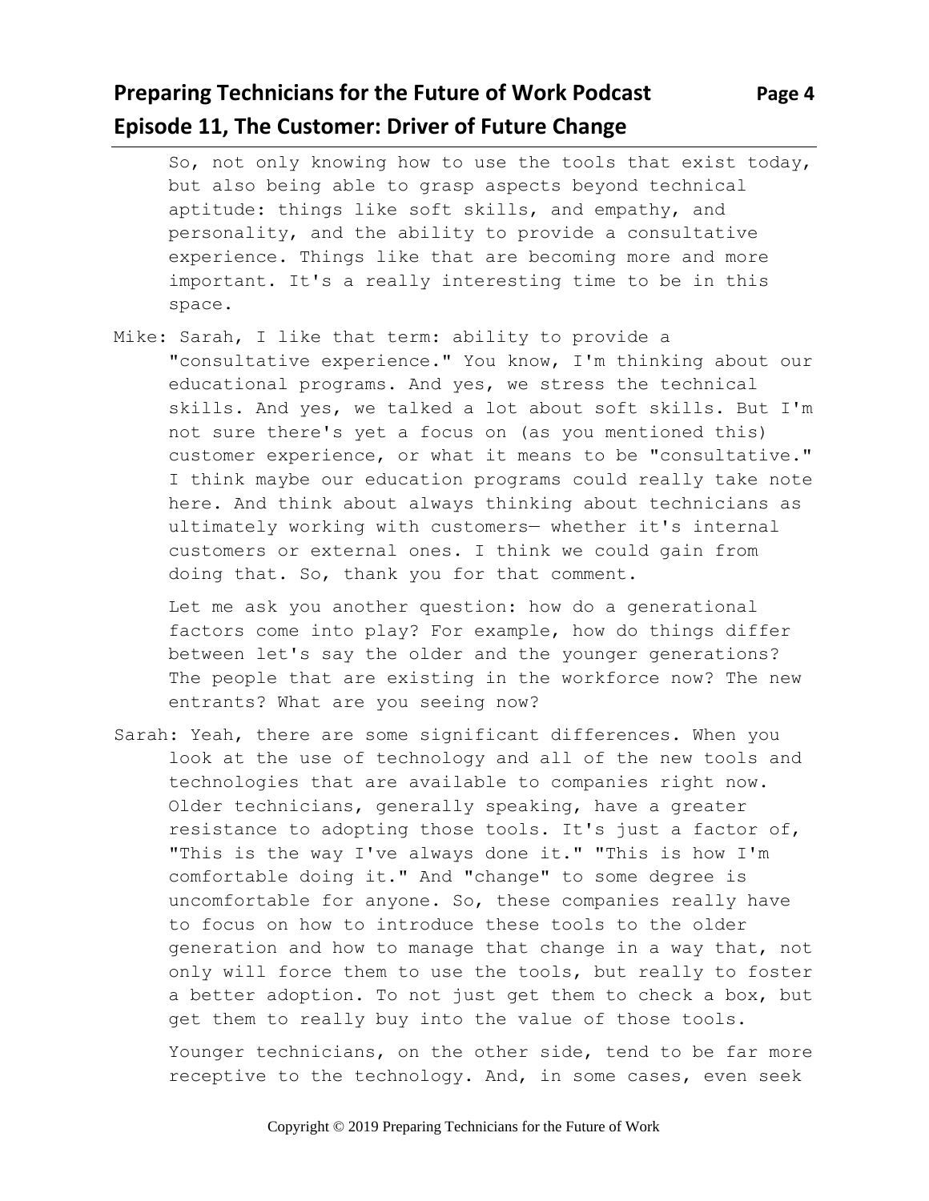So, not only knowing how to use the tools that exist today, but also being able to grasp aspects beyond technical aptitude: things like soft skills, and empathy, and personality, and the ability to provide a consultative experience. Things like that are becoming more and more important. It's a really interesting time to be in this space.

Mike: Sarah, I like that term: ability to provide a "consultative experience." You know, I'm thinking about our educational programs. And yes, we stress the technical skills. And yes, we talked a lot about soft skills. But I'm not sure there's yet a focus on (as you mentioned this) customer experience, or what it means to be "consultative." I think maybe our education programs could really take note here. And think about always thinking about technicians as ultimately working with customers— whether it's internal customers or external ones. I think we could gain from doing that. So, thank you for that comment.

Let me ask you another question: how do a generational factors come into play? For example, how do things differ between let's say the older and the younger generations? The people that are existing in the workforce now? The new entrants? What are you seeing now?

Sarah: Yeah, there are some significant differences. When you look at the use of technology and all of the new tools and technologies that are available to companies right now. Older technicians, generally speaking, have a greater resistance to adopting those tools. It's just a factor of, "This is the way I've always done it." "This is how I'm comfortable doing it." And "change" to some degree is uncomfortable for anyone. So, these companies really have to focus on how to introduce these tools to the older generation and how to manage that change in a way that, not only will force them to use the tools, but really to foster a better adoption. To not just get them to check a box, but get them to really buy into the value of those tools.

Younger technicians, on the other side, tend to be far more receptive to the technology. And, in some cases, even seek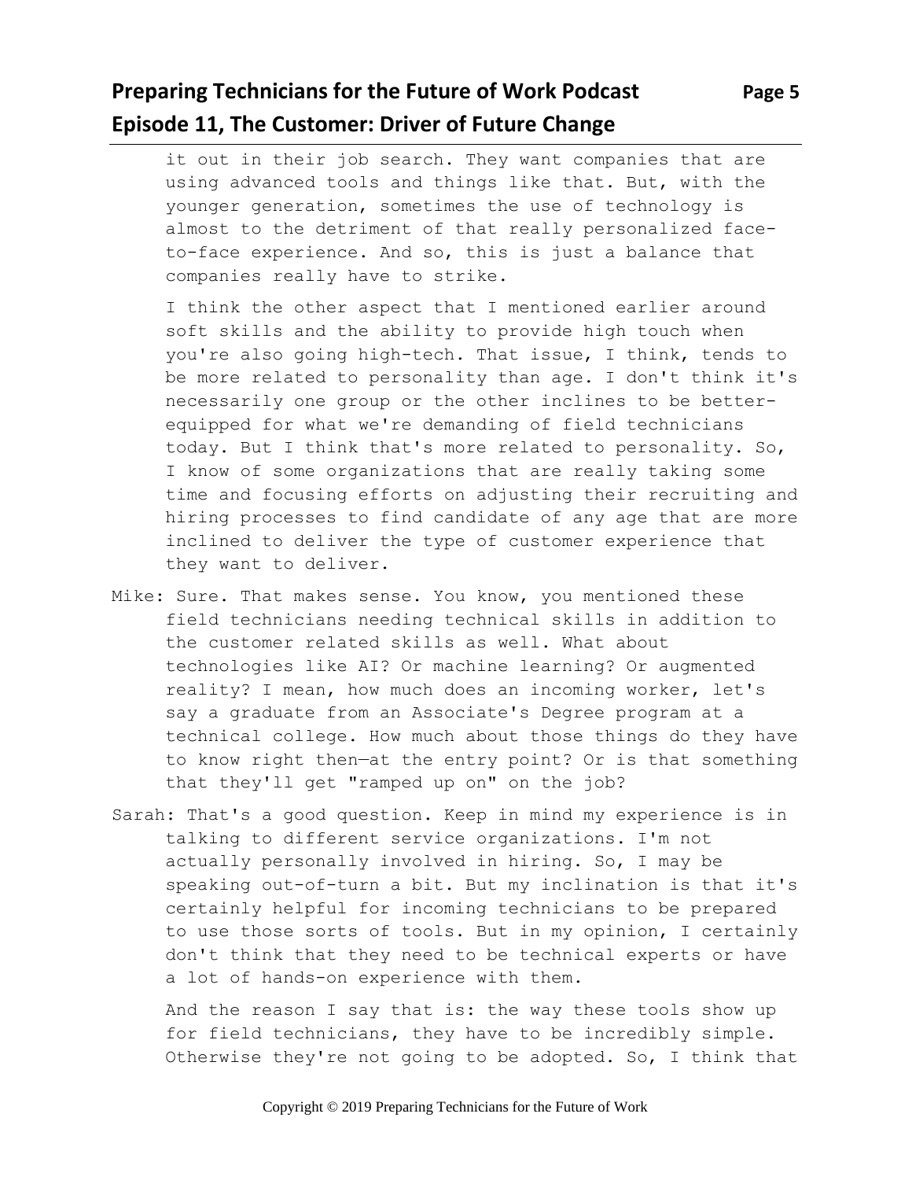it out in their job search. They want companies that are using advanced tools and things like that. But, with the younger generation, sometimes the use of technology is almost to the detriment of that really personalized face-to-face experience. And so, this is just a balance that companies really have to strike.

I think the other aspect that I mentioned earlier around soft skills and the ability to provide high touch when you're also going high-tech. That issue, I think, tends to be more related to personality than age. I don't think it's necessarily one group or the other inclines to be better-equipped for what we're demanding of field technicians today. But I think that's more related to personality. So, I know of some organizations that are really taking some time and focusing efforts on adjusting their recruiting and hiring processes to find candidate of any age that are more inclined to deliver the type of customer experience that they want to deliver.

Mike: Sure. That makes sense. You know, you mentioned these field technicians needing technical skills in addition to the customer related skills as well. What about technologies like AI? Or machine learning? Or augmented reality? I mean, how much does an incoming worker, let's say a graduate from an Associate's Degree program at a technical college. How much about those things do they have to know right then—at the entry point? Or is that something that they'll get "ramped up on" on the job?

Sarah: That's a good question. Keep in mind my experience is in talking to different service organizations. I'm not actually personally involved in hiring. So, I may be speaking out-of-turn a bit. But my inclination is that it's certainly helpful for incoming technicians to be prepared to use those sorts of tools. But in my opinion, I certainly don't think that they need to be technical experts or have a lot of hands-on experience with them.

And the reason I say that is: the way these tools show up for field technicians, they have to be incredibly simple. Otherwise they're not going to be adopted. So, I think that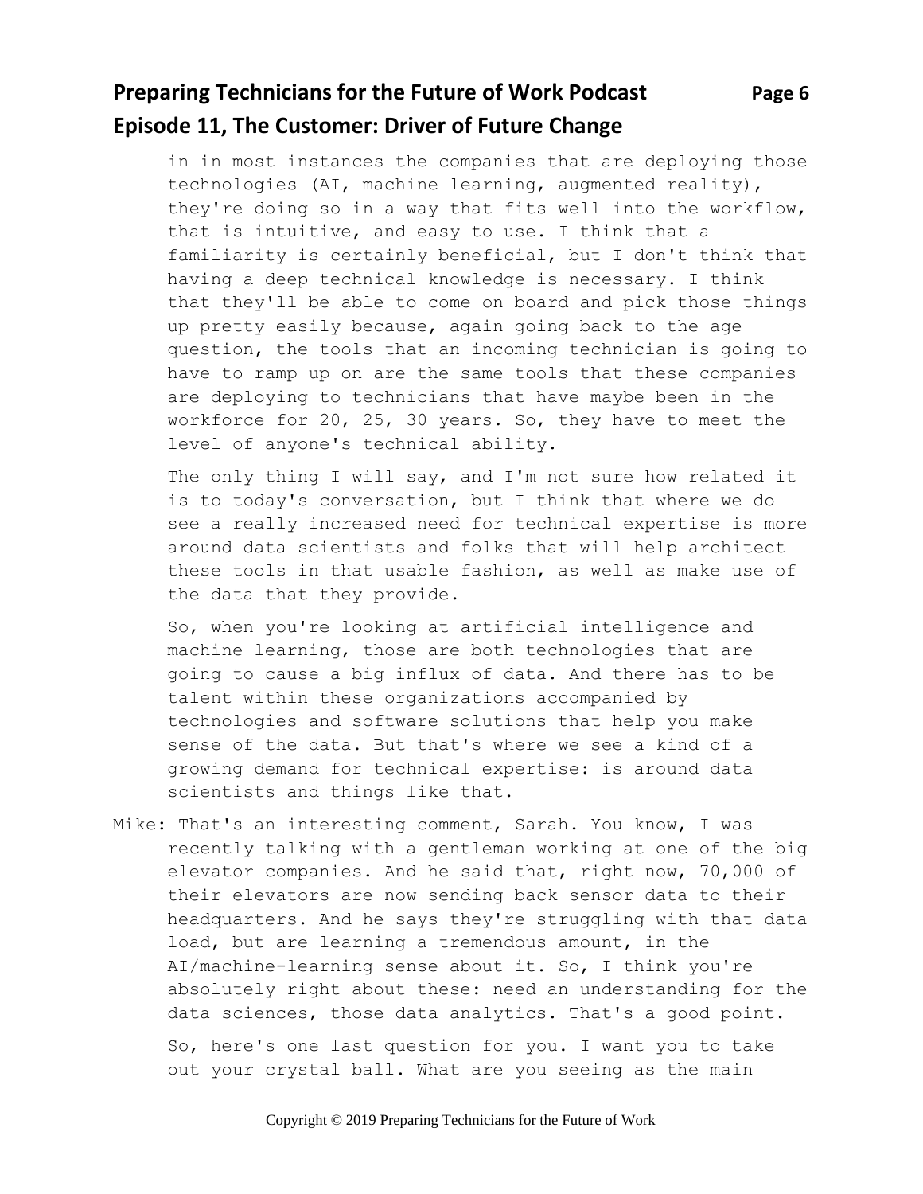in in most instances the companies that are deploying those technologies (AI, machine learning, augmented reality), they're doing so in a way that fits well into the workflow, that is intuitive, and easy to use. I think that a familiarity is certainly beneficial, but I don't think that having a deep technical knowledge is necessary. I think that they'll be able to come on board and pick those things up pretty easily because, again going back to the age question, the tools that an incoming technician is going to have to ramp up on are the same tools that these companies are deploying to technicians that have maybe been in the workforce for 20, 25, 30 years. So, they have to meet the level of anyone's technical ability.

The only thing I will say, and I'm not sure how related it is to today's conversation, but I think that where we do see a really increased need for technical expertise is more around data scientists and folks that will help architect these tools in that usable fashion, as well as make use of the data that they provide.

So, when you're looking at artificial intelligence and machine learning, those are both technologies that are going to cause a big influx of data. And there has to be talent within these organizations accompanied by technologies and software solutions that help you make sense of the data. But that's where we see a kind of a growing demand for technical expertise: is around data scientists and things like that.

Mike: That's an interesting comment, Sarah. You know, I was recently talking with a gentleman working at one of the big elevator companies. And he said that, right now, 70,000 of their elevators are now sending back sensor data to their headquarters. And he says they're struggling with that data load, but are learning a tremendous amount, in the AI/machine-learning sense about it. So, I think you're absolutely right about these: need an understanding for the data sciences, those data analytics. That's a good point.

So, here's one last question for you. I want you to take out your crystal ball. What are you seeing as the main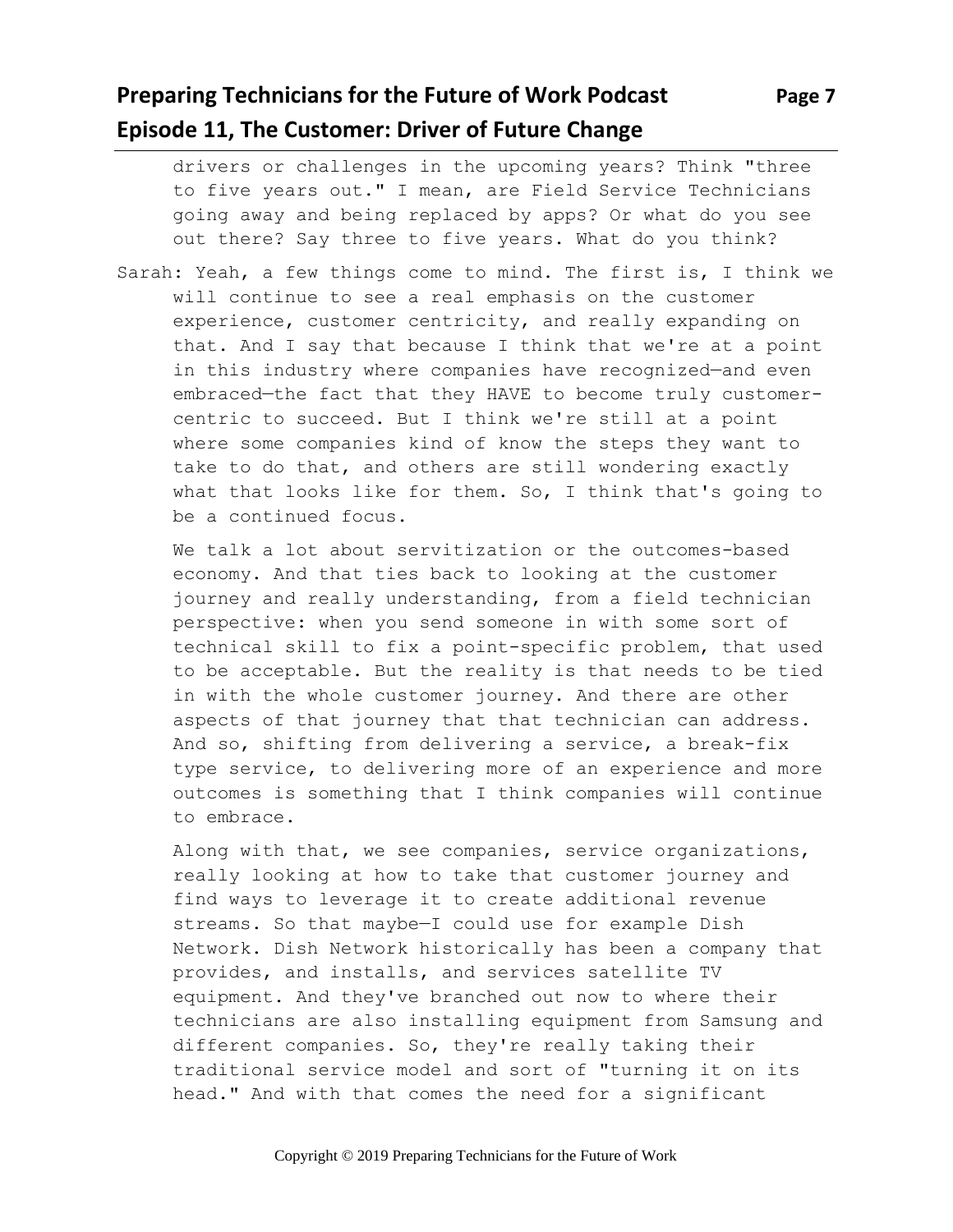drivers or challenges in the upcoming years? Think "three to five years out." I mean, are Field Service Technicians going away and being replaced by apps? Or what do you see out there? Say three to five years. What do you think?

Sarah: Yeah, a few things come to mind. The first is, I think we will continue to see a real emphasis on the customer experience, customer centricity, and really expanding on that. And I say that because I think that we're at a point in this industry where companies have recognized—and even embraced—the fact that they HAVE to become truly customer-centric to succeed. But I think we're still at a point where some companies kind of know the steps they want to take to do that, and others are still wondering exactly what that looks like for them. So, I think that's going to be a continued focus.

We talk a lot about servitization or the outcomes-based economy. And that ties back to looking at the customer journey and really understanding, from a field technician perspective: when you send someone in with some sort of technical skill to fix a point-specific problem, that used to be acceptable. But the reality is that needs to be tied in with the whole customer journey. And there are other aspects of that journey that that technician can address. And so, shifting from delivering a service, a break-fix type service, to delivering more of an experience and more outcomes is something that I think companies will continue to embrace.

Along with that, we see companies, service organizations, really looking at how to take that customer journey and find ways to leverage it to create additional revenue streams. So that maybe—I could use for example Dish Network. Dish Network historically has been a company that provides, and installs, and services satellite TV equipment. And they've branched out now to where their technicians are also installing equipment from Samsung and different companies. So, they're really taking their traditional service model and sort of "turning it on its head." And with that comes the need for a significant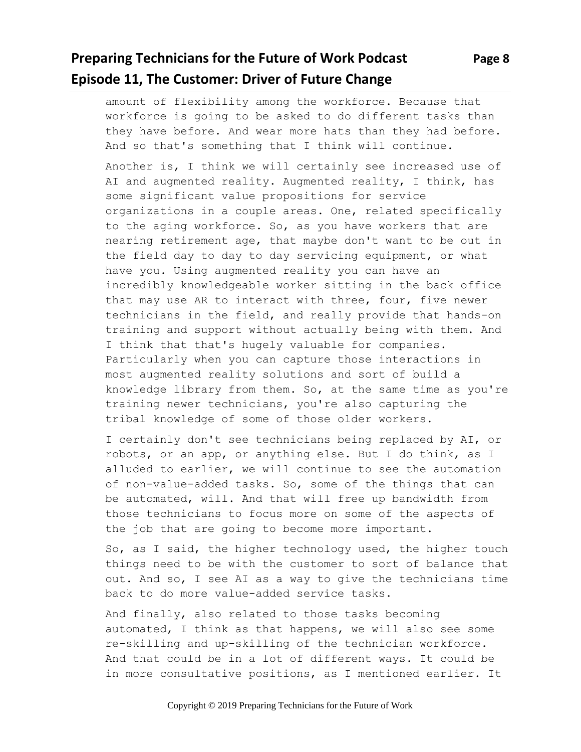amount of flexibility among the workforce. Because that workforce is going to be asked to do different tasks than they have before. And wear more hats than they had before. And so that's something that I think will continue.

Another is, I think we will certainly see increased use of AI and augmented reality. Augmented reality, I think, has some significant value propositions for service organizations in a couple areas. One, related specifically to the aging workforce. So, as you have workers that are nearing retirement age, that maybe don't want to be out in the field day to day to day servicing equipment, or what have you. Using augmented reality you can have an incredibly knowledgeable worker sitting in the back office that may use AR to interact with three, four, five newer technicians in the field, and really provide that hands-on training and support without actually being with them. And I think that that's hugely valuable for companies. Particularly when you can capture those interactions in most augmented reality solutions and sort of build a knowledge library from them. So, at the same time as you're training newer technicians, you're also capturing the tribal knowledge of some of those older workers.

I certainly don't see technicians being replaced by AI, or robots, or an app, or anything else. But I do think, as I alluded to earlier, we will continue to see the automation of non-value-added tasks. So, some of the things that can be automated, will. And that will free up bandwidth from those technicians to focus more on some of the aspects of the job that are going to become more important.

So, as I said, the higher technology used, the higher touch things need to be with the customer to sort of balance that out. And so, I see AI as a way to give the technicians time back to do more value-added service tasks.

And finally, also related to those tasks becoming automated, I think as that happens, we will also see some re-skilling and up-skilling of the technician workforce. And that could be in a lot of different ways. It could be in more consultative positions, as I mentioned earlier. It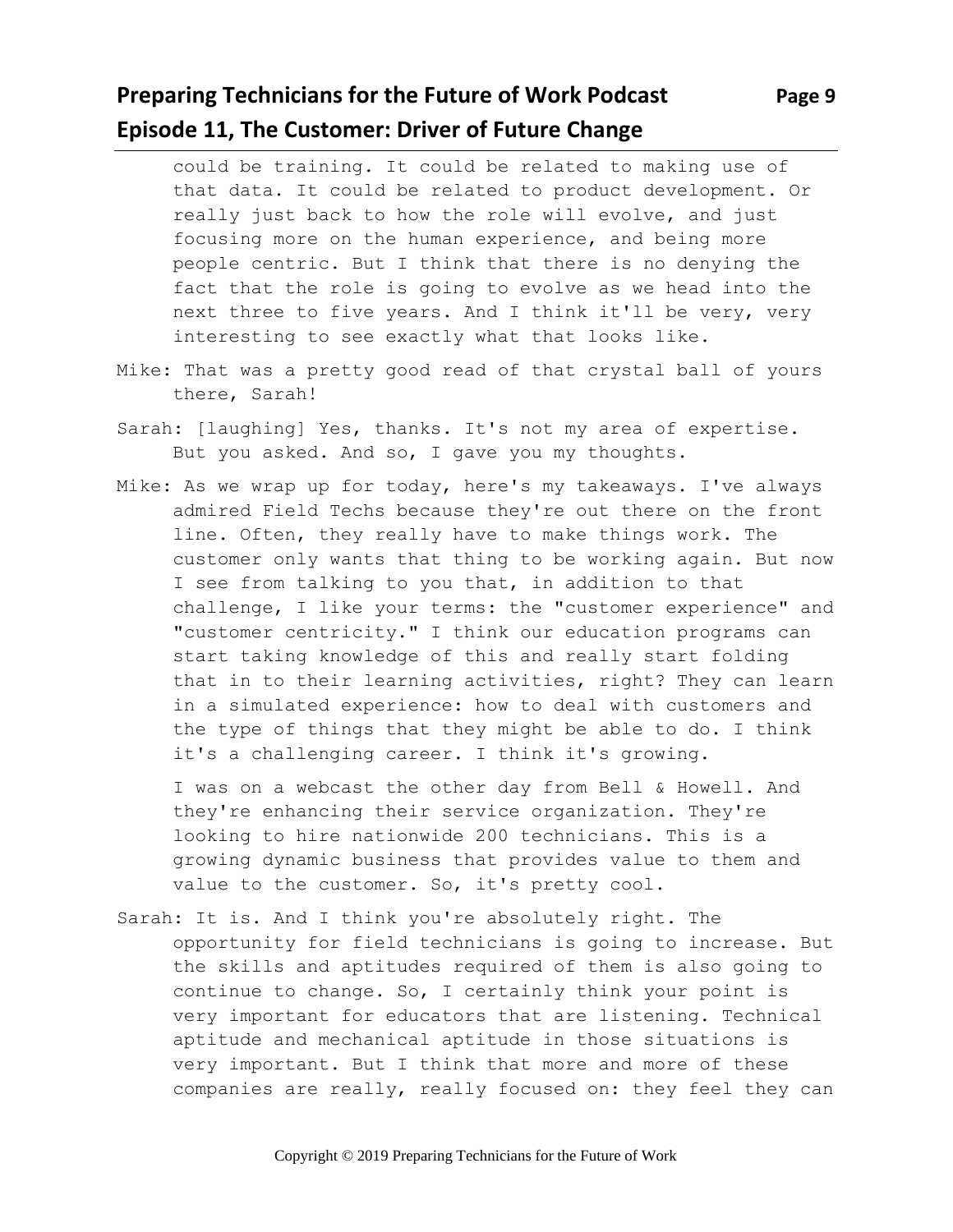could be training. It could be related to making use of that data. It could be related to product development. Or really just back to how the role will evolve, and just focusing more on the human experience, and being more people centric. But I think that there is no denying the fact that the role is going to evolve as we head into the next three to five years. And I think it'll be very, very interesting to see exactly what that looks like.

Mike: That was a pretty good read of that crystal ball of yours there, Sarah!

Sarah: [laughing] Yes, thanks. It's not my area of expertise. But you asked. And so, I gave you my thoughts.

Mike: As we wrap up for today, here's my takeaways. I've always admired Field Techs because they're out there on the front line. Often, they really have to make things work. The customer only wants that thing to be working again. But now I see from talking to you that, in addition to that challenge, I like your terms: the "customer experience" and "customer centricity." I think our education programs can start taking knowledge of this and really start folding that in to their learning activities, right? They can learn in a simulated experience: how to deal with customers and the type of things that they might be able to do. I think it's a challenging career. I think it's growing.

I was on a webcast the other day from Bell & Howell. And they're enhancing their service organization. They're looking to hire nationwide 200 technicians. This is a growing dynamic business that provides value to them and value to the customer. So, it's pretty cool.

Sarah: It is. And I think you're absolutely right. The opportunity for field technicians is going to increase. But the skills and aptitudes required of them is also going to continue to change. So, I certainly think your point is very important for educators that are listening. Technical aptitude and mechanical aptitude in those situations is very important. But I think that more and more of these companies are really, really focused on: they feel they can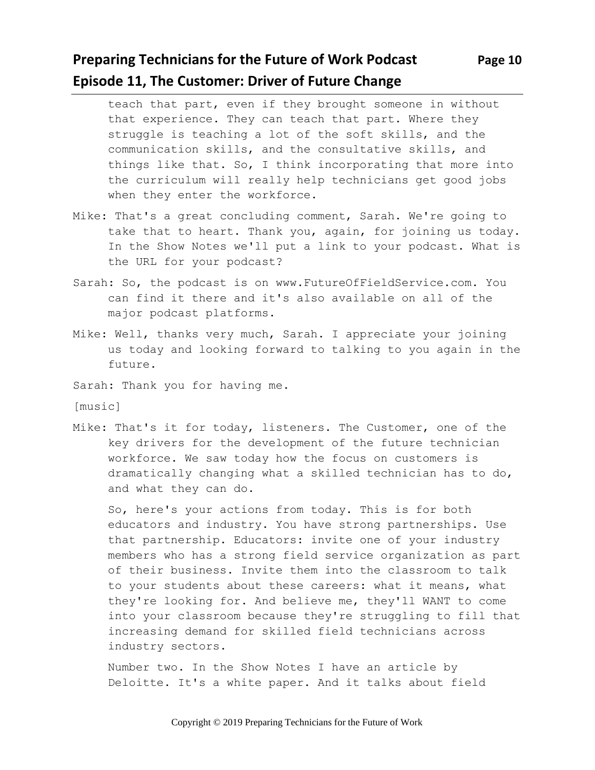teach that part, even if they brought someone in without that experience. They can teach that part. Where they struggle is teaching a lot of the soft skills, and the communication skills, and the consultative skills, and things like that. So, I think incorporating that more into the curriculum will really help technicians get good jobs when they enter the workforce.

Mike: That's a great concluding comment, Sarah. We're going to take that to heart. Thank you, again, for joining us today. In the Show Notes we'll put a link to your podcast. What is the URL for your podcast?

Sarah: So, the podcast is on www.FutureOfFieldService.com. You can find it there and it's also available on all of the major podcast platforms.

Mike: Well, thanks very much, Sarah. I appreciate your joining us today and looking forward to talking to you again in the future.

Sarah: Thank you for having me.

[music]

Mike: That's it for today, listeners. The Customer, one of the key drivers for the development of the future technician workforce. We saw today how the focus on customers is dramatically changing what a skilled technician has to do, and what they can do.

So, here's your actions from today. This is for both educators and industry. You have strong partnerships. Use that partnership. Educators: invite one of your industry members who has a strong field service organization as part of their business. Invite them into the classroom to talk to your students about these careers: what it means, what they're looking for. And believe me, they'll WANT to come into your classroom because they're struggling to fill that increasing demand for skilled field technicians across industry sectors.

Number two. In the Show Notes I have an article by Deloitte. It's a white paper. And it talks about field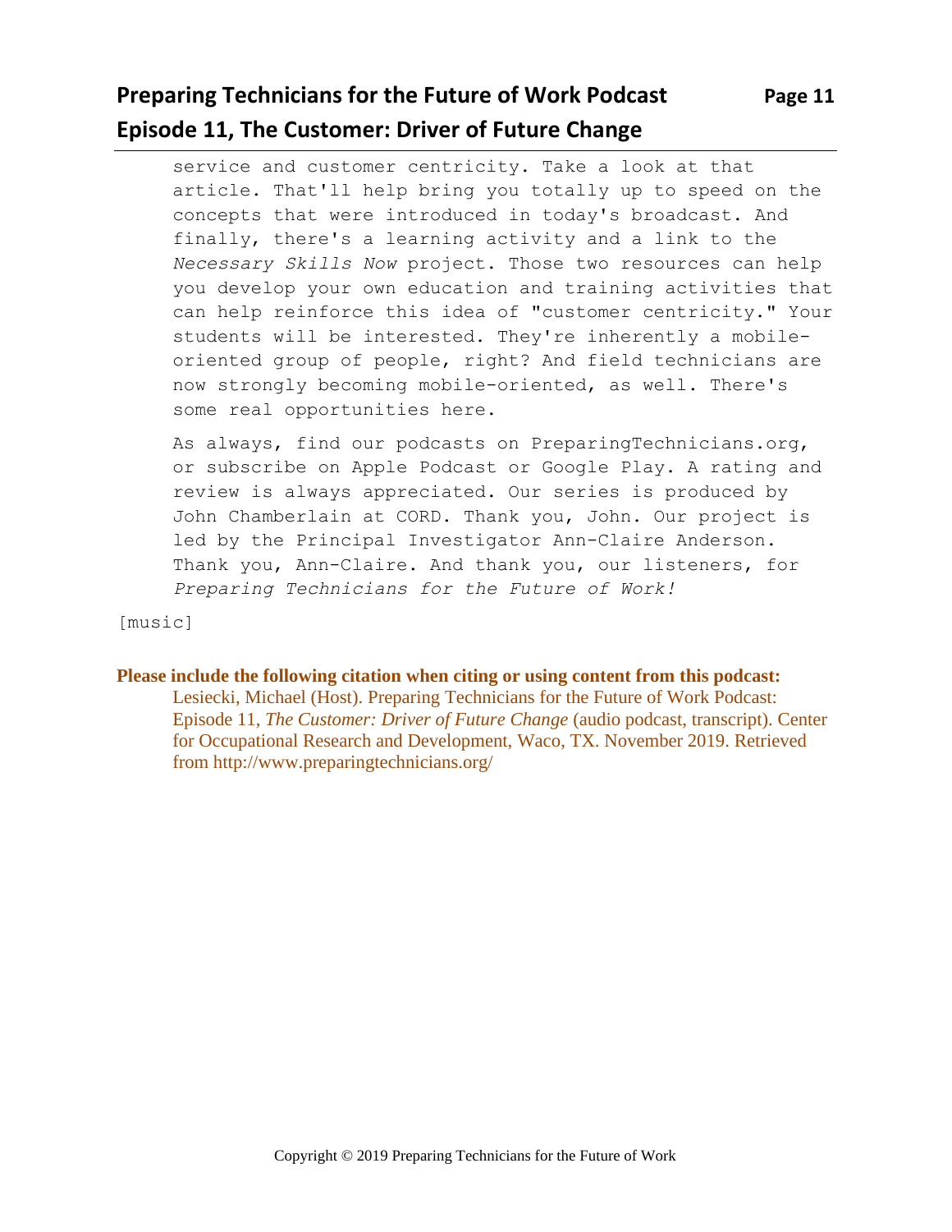service and customer centricity. Take a look at that article. That'll help bring you totally up to speed on the concepts that were introduced in today's broadcast. And finally, there's a learning activity and a link to the *Necessary Skills Now* project. Those two resources can help you develop your own education and training activities that can help reinforce this idea of "customer centricity." Your students will be interested. They're inherently a mobile-oriented group of people, right? And field technicians are now strongly becoming mobile-oriented, as well. There's some real opportunities here.

As always, find our podcasts on PreparingTechnicians.org, or subscribe on Apple Podcast or Google Play. A rating and review is always appreciated. Our series is produced by John Chamberlain at CORD. Thank you, John. Our project is led by the Principal Investigator Ann-Claire Anderson. Thank you, Ann-Claire. And thank you, our listeners, for *Preparing Technicians for the Future of Work!*

[music]

**Please include the following citation when citing or using content from this podcast:**

Lesiecki, Michael (Host). Preparing Technicians for the Future of Work Podcast: Episode 11, *The Customer: Driver of Future Change* (audio podcast, transcript). Center for Occupational Research and Development, Waco, TX. November 2019. Retrieved from http://www.preparingtechnicians.org/

Copyright © 2019 Preparing Technicians for the Future of Work